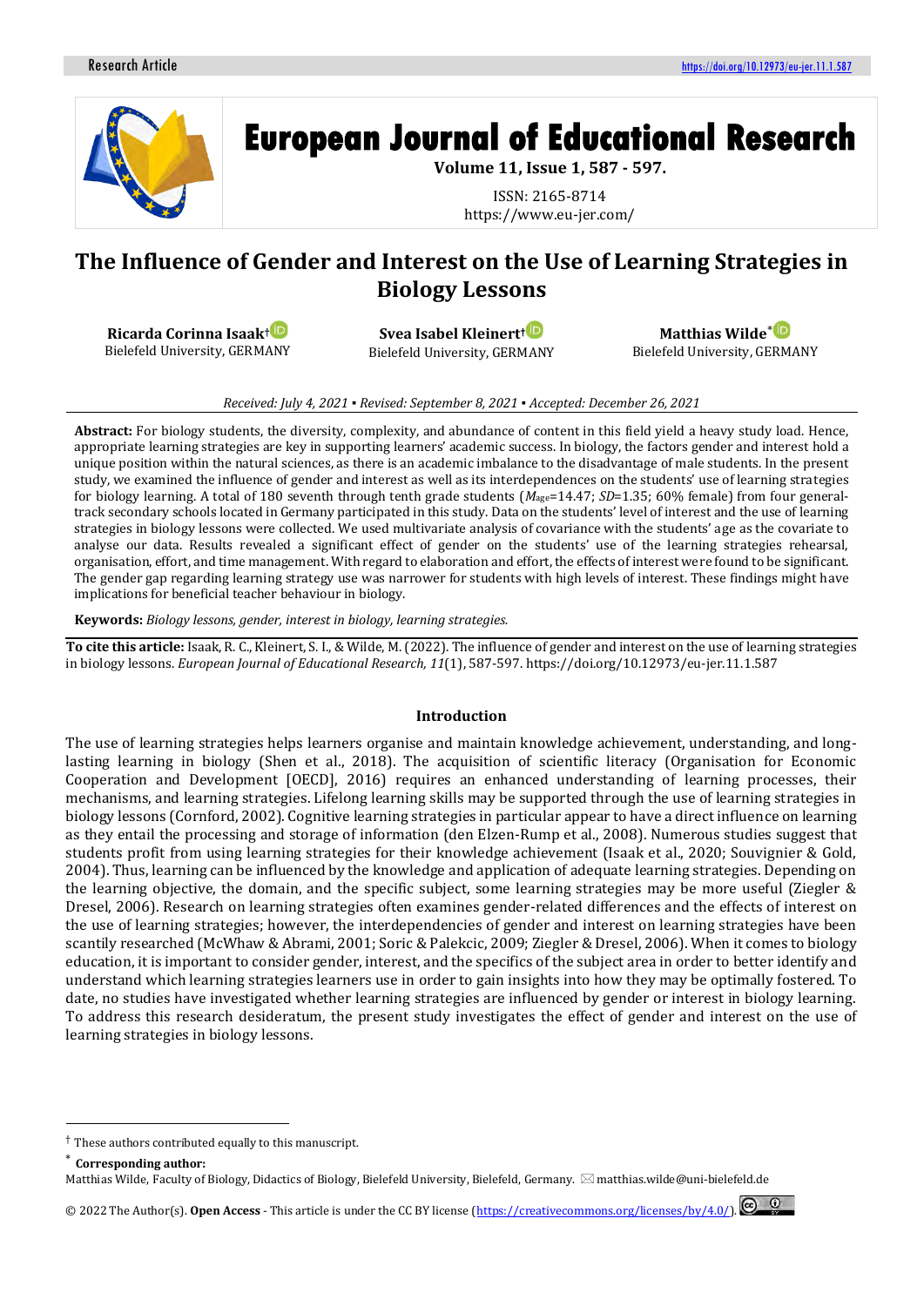# The Influence of Gender and Interest on the Use of Learning Strategies in Biology Lessons

**Ricarda Corinna Isaak**[†]
Bielefeld University, GERMANY

**Svea Isabel Kleinert**[†]
Bielefeld University, GERMANY

**Matthias Wilde**[*]
Bielefeld University, GERMANY

*Received: July 4, 2021 ▪ Revised: September 8, 2021 ▪ Accepted: December 26, 2021*

**Abstract:** For biology students, the diversity, complexity, and abundance of content in this field yield a heavy study load. Hence, appropriate learning strategies are key in supporting learners' academic success. In biology, the factors gender and interest hold a unique position within the natural sciences, as there is an academic imbalance to the disadvantage of male students. In the present study, we examined the influence of gender and interest as well as its interdependences on the students' use of learning strategies for biology learning. A total of 180 seventh through tenth grade students ($M_{age}$=14.47; $SD$=1.35; 60% female) from four general-track secondary schools located in Germany participated in this study. Data on the students' level of interest and the use of learning strategies in biology lessons were collected. We used multivariate analysis of covariance with the students' age as the covariate to analyse our data. Results revealed a significant effect of gender on the students' use of the learning strategies rehearsal, organisation, effort, and time management. With regard to elaboration and effort, the effects of interest were found to be significant. The gender gap regarding learning strategy use was narrower for students with high levels of interest. These findings might have implications for beneficial teacher behaviour in biology.

**Keywords:** *Biology lessons, gender, interest in biology, learning strategies.*

**To cite this article:** Isaak, R. C., Kleinert, S. I., & Wilde, M. (2022). The influence of gender and interest on the use of learning strategies in biology lessons. *European Journal of Educational Research, 11*(1), 587-597. https://doi.org/10.12973/eu-jer.11.1.587

## Introduction

The use of learning strategies helps learners organise and maintain knowledge achievement, understanding, and long-lasting learning in biology (Shen et al., 2018). The acquisition of scientific literacy (Organisation for Economic Cooperation and Development [OECD], 2016) requires an enhanced understanding of learning processes, their mechanisms, and learning strategies. Lifelong learning skills may be supported through the use of learning strategies in biology lessons (Cornford, 2002). Cognitive learning strategies in particular appear to have a direct influence on learning as they entail the processing and storage of information (den Elzen-Rump et al., 2008). Numerous studies suggest that students profit from using learning strategies for their knowledge achievement (Isaak et al., 2020; Souvignier & Gold, 2004). Thus, learning can be influenced by the knowledge and application of adequate learning strategies. Depending on the learning objective, the domain, and the specific subject, some learning strategies may be more useful (Ziegler & Dresel, 2006). Research on learning strategies often examines gender-related differences and the effects of interest on the use of learning strategies; however, the interdependencies of gender and interest on learning strategies have been scantily researched (McWhaw & Abrami, 2001; Soric & Palekcic, 2009; Ziegler & Dresel, 2006). When it comes to biology education, it is important to consider gender, interest, and the specifics of the subject area in order to better identify and understand which learning strategies learners use in order to gain insights into how they may be optimally fostered. To date, no studies have investigated whether learning strategies are influenced by gender or interest in biology learning. To address this research desideratum, the present study investigates the effect of gender and interest on the use of learning strategies in biology lessons.

---

[†] These authors contributed equally to this manuscript.

[*] **Corresponding author:**
Matthias Wilde, Faculty of Biology, Didactics of Biology, Bielefeld University, Bielefeld, Germany. ✉ matthias.wilde@uni-bielefeld.de

© 2022 The Author(s). **Open Access** - This article is under the CC BY license (https://creativecommons.org/licenses/by/4.0/).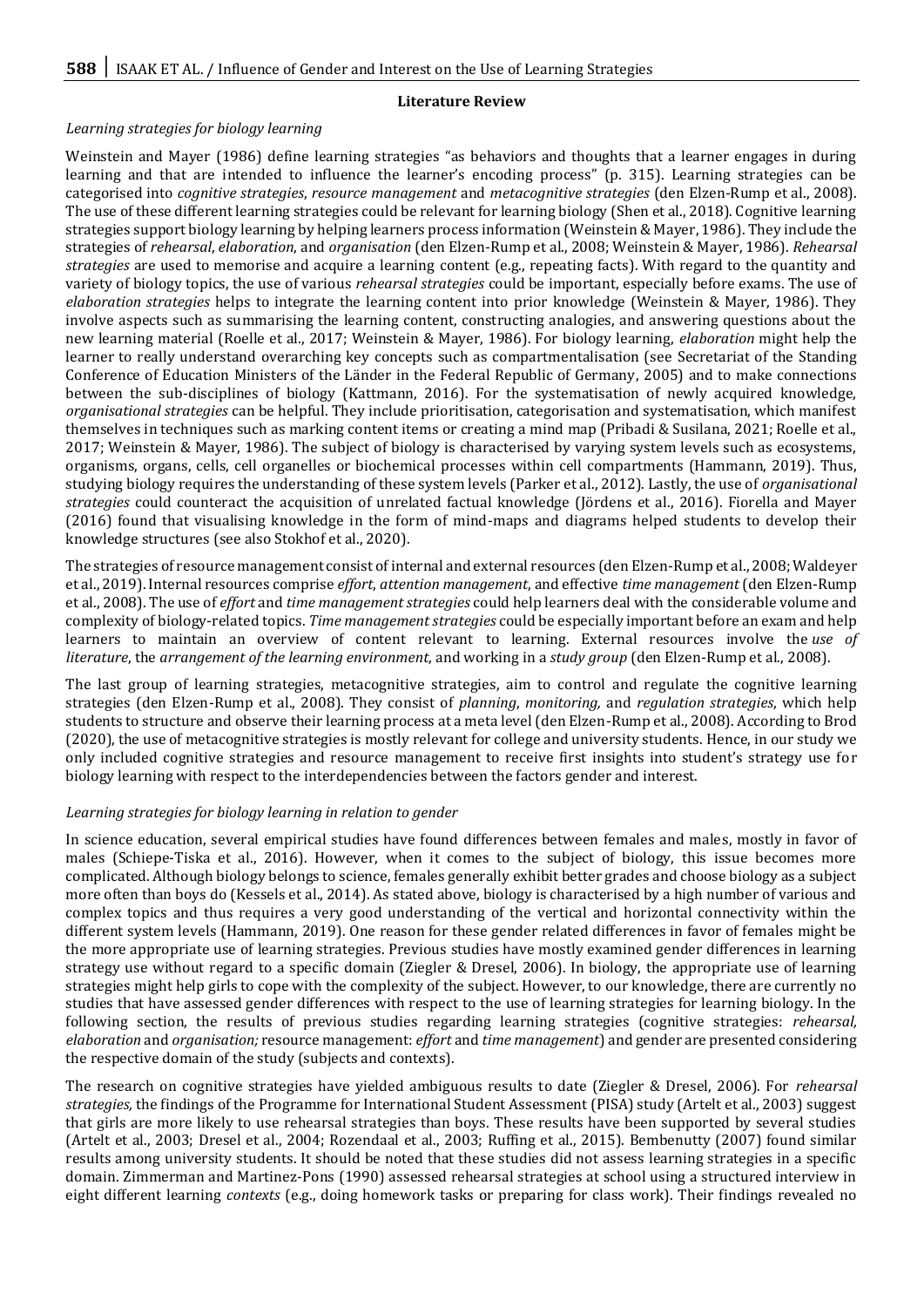## Literature Review

### *Learning strategies for biology learning*

Weinstein and Mayer (1986) define learning strategies "as behaviors and thoughts that a learner engages in during learning and that are intended to influence the learner's encoding process" (p. 315). Learning strategies can be categorised into *cognitive strategies*, *resource management* and *metacognitive strategies* (den Elzen-Rump et al., 2008). The use of these different learning strategies could be relevant for learning biology (Shen et al., 2018). Cognitive learning strategies support biology learning by helping learners process information (Weinstein & Mayer, 1986). They include the strategies of *rehearsal*, *elaboration*, and *organisation* (den Elzen-Rump et al., 2008; Weinstein & Mayer, 1986). *Rehearsal strategies* are used to memorise and acquire a learning content (e.g., repeating facts). With regard to the quantity and variety of biology topics, the use of various *rehearsal strategies* could be important, especially before exams. The use of *elaboration strategies* helps to integrate the learning content into prior knowledge (Weinstein & Mayer, 1986). They involve aspects such as summarising the learning content, constructing analogies, and answering questions about the new learning material (Roelle et al., 2017; Weinstein & Mayer, 1986). For biology learning, *elaboration* might help the learner to really understand overarching key concepts such as compartmentalisation (see Secretariat of the Standing Conference of Education Ministers of the Länder in the Federal Republic of Germany, 2005) and to make connections between the sub-disciplines of biology (Kattmann, 2016). For the systematisation of newly acquired knowledge, *organisational strategies* can be helpful. They include prioritisation, categorisation and systematisation, which manifest themselves in techniques such as marking content items or creating a mind map (Pribadi & Susilana, 2021; Roelle et al., 2017; Weinstein & Mayer, 1986). The subject of biology is characterised by varying system levels such as ecosystems, organisms, organs, cells, cell organelles or biochemical processes within cell compartments (Hammann, 2019). Thus, studying biology requires the understanding of these system levels (Parker et al., 2012). Lastly, the use of *organisational strategies* could counteract the acquisition of unrelated factual knowledge (Jördens et al., 2016). Fiorella and Mayer (2016) found that visualising knowledge in the form of mind-maps and diagrams helped students to develop their knowledge structures (see also Stokhof et al., 2020).

The strategies of resource management consist of internal and external resources (den Elzen-Rump et al., 2008; Waldeyer et al., 2019). Internal resources comprise *effort*, *attention management*, and effective *time management* (den Elzen-Rump et al., 2008). The use of *effort* and *time management strategies* could help learners deal with the considerable volume and complexity of biology-related topics. *Time management strategies* could be especially important before an exam and help learners to maintain an overview of content relevant to learning. External resources involve the *use of literature*, the *arrangement of the learning environment*, and working in a *study group* (den Elzen-Rump et al., 2008).

The last group of learning strategies, metacognitive strategies, aim to control and regulate the cognitive learning strategies (den Elzen-Rump et al., 2008). They consist of *planning*, *monitoring,* and *regulation strategies*, which help students to structure and observe their learning process at a meta level (den Elzen-Rump et al., 2008). According to Brod (2020), the use of metacognitive strategies is mostly relevant for college and university students. Hence, in our study we only included cognitive strategies and resource management to receive first insights into student's strategy use for biology learning with respect to the interdependencies between the factors gender and interest.

### *Learning strategies for biology learning in relation to gender*

In science education, several empirical studies have found differences between females and males, mostly in favor of males (Schiepe-Tiska et al., 2016). However, when it comes to the subject of biology, this issue becomes more complicated. Although biology belongs to science, females generally exhibit better grades and choose biology as a subject more often than boys do (Kessels et al., 2014). As stated above, biology is characterised by a high number of various and complex topics and thus requires a very good understanding of the vertical and horizontal connectivity within the different system levels (Hammann, 2019). One reason for these gender related differences in favor of females might be the more appropriate use of learning strategies. Previous studies have mostly examined gender differences in learning strategy use without regard to a specific domain (Ziegler & Dresel, 2006). In biology, the appropriate use of learning strategies might help girls to cope with the complexity of the subject. However, to our knowledge, there are currently no studies that have assessed gender differences with respect to the use of learning strategies for learning biology. In the following section, the results of previous studies regarding learning strategies (cognitive strategies: *rehearsal, elaboration* and *organisation;* resource management: *effort* and *time management*) and gender are presented considering the respective domain of the study (subjects and contexts).

The research on cognitive strategies have yielded ambiguous results to date (Ziegler & Dresel, 2006). For *rehearsal strategies,* the findings of the Programme for International Student Assessment (PISA) study (Artelt et al., 2003) suggest that girls are more likely to use rehearsal strategies than boys. These results have been supported by several studies (Artelt et al., 2003; Dresel et al., 2004; Rozendaal et al., 2003; Ruffing et al., 2015). Bembenutty (2007) found similar results among university students. It should be noted that these studies did not assess learning strategies in a specific domain. Zimmerman and Martinez-Pons (1990) assessed rehearsal strategies at school using a structured interview in eight different learning *contexts* (e.g., doing homework tasks or preparing for class work). Their findings revealed no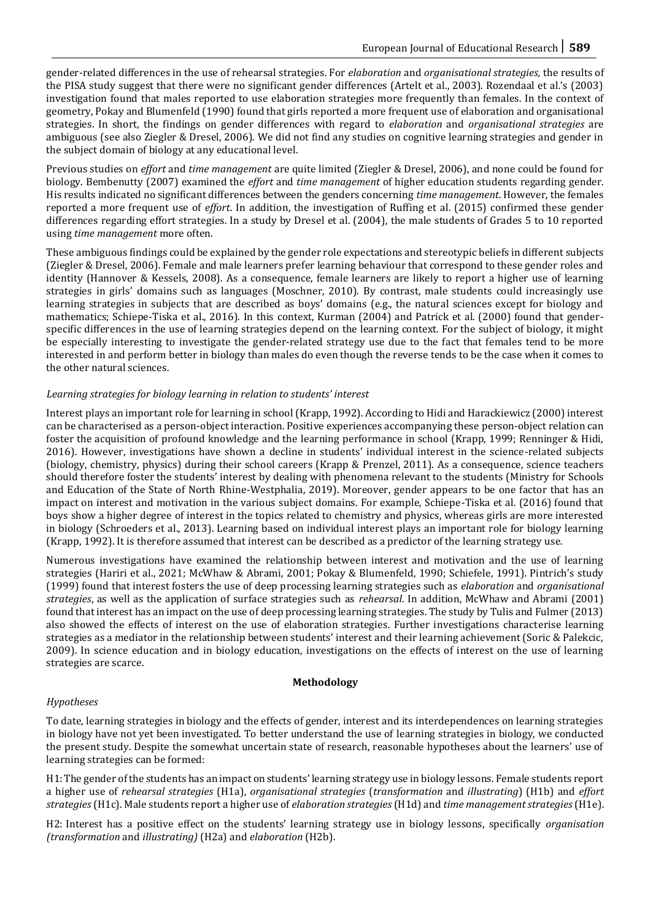gender-related differences in the use of rehearsal strategies. For *elaboration* and *organisational strategies*, the results of the PISA study suggest that there were no significant gender differences (Artelt et al., 2003). Rozendaal et al.'s (2003) investigation found that males reported to use elaboration strategies more frequently than females. In the context of geometry, Pokay and Blumenfeld (1990) found that girls reported a more frequent use of elaboration and organisational strategies. In short, the findings on gender differences with regard to *elaboration* and *organisational strategies* are ambiguous (see also Ziegler & Dresel, 2006). We did not find any studies on cognitive learning strategies and gender in the subject domain of biology at any educational level.

Previous studies on *effort* and *time management* are quite limited (Ziegler & Dresel, 2006), and none could be found for biology. Bembenutty (2007) examined the *effort* and *time management* of higher education students regarding gender. His results indicated no significant differences between the genders concerning *time management*. However, the females reported a more frequent use of *effort*. In addition, the investigation of Ruffing et al. (2015) confirmed these gender differences regarding effort strategies. In a study by Dresel et al. (2004), the male students of Grades 5 to 10 reported using *time management* more often.

These ambiguous findings could be explained by the gender role expectations and stereotypic beliefs in different subjects (Ziegler & Dresel, 2006). Female and male learners prefer learning behaviour that correspond to these gender roles and identity (Hannover & Kessels, 2008). As a consequence, female learners are likely to report a higher use of learning strategies in girls' domains such as languages (Moschner, 2010). By contrast, male students could increasingly use learning strategies in subjects that are described as boys' domains (e.g., the natural sciences except for biology and mathematics; Schiepe-Tiska et al., 2016). In this context, Kurman (2004) and Patrick et al. (2000) found that gender-specific differences in the use of learning strategies depend on the learning context. For the subject of biology, it might be especially interesting to investigate the gender-related strategy use due to the fact that females tend to be more interested in and perform better in biology than males do even though the reverse tends to be the case when it comes to the other natural sciences.

*Learning strategies for biology learning in relation to students' interest*

Interest plays an important role for learning in school (Krapp, 1992). According to Hidi and Harackiewicz (2000) interest can be characterised as a person-object interaction. Positive experiences accompanying these person-object relation can foster the acquisition of profound knowledge and the learning performance in school (Krapp, 1999; Renninger & Hidi, 2016). However, investigations have shown a decline in students' individual interest in the science-related subjects (biology, chemistry, physics) during their school careers (Krapp & Prenzel, 2011). As a consequence, science teachers should therefore foster the students' interest by dealing with phenomena relevant to the students (Ministry for Schools and Education of the State of North Rhine-Westphalia, 2019). Moreover, gender appears to be one factor that has an impact on interest and motivation in the various subject domains. For example, Schiepe-Tiska et al. (2016) found that boys show a higher degree of interest in the topics related to chemistry and physics, whereas girls are more interested in biology (Schroeders et al., 2013). Learning based on individual interest plays an important role for biology learning (Krapp, 1992). It is therefore assumed that interest can be described as a predictor of the learning strategy use.

Numerous investigations have examined the relationship between interest and motivation and the use of learning strategies (Hariri et al., 2021; McWhaw & Abrami, 2001; Pokay & Blumenfeld, 1990; Schiefele, 1991). Pintrich's study (1999) found that interest fosters the use of deep processing learning strategies such as *elaboration* and *organisational strategies*, as well as the application of surface strategies such as *rehearsal*. In addition, McWhaw and Abrami (2001) found that interest has an impact on the use of deep processing learning strategies. The study by Tulis and Fulmer (2013) also showed the effects of interest on the use of elaboration strategies. Further investigations characterise learning strategies as a mediator in the relationship between students' interest and their learning achievement (Soric & Palekcic, 2009). In science education and in biology education, investigations on the effects of interest on the use of learning strategies are scarce.

## Methodology

*Hypotheses*

To date, learning strategies in biology and the effects of gender, interest and its interdependences on learning strategies in biology have not yet been investigated. To better understand the use of learning strategies in biology, we conducted the present study. Despite the somewhat uncertain state of research, reasonable hypotheses about the learners' use of learning strategies can be formed:

H1: The gender of the students has an impact on students' learning strategy use in biology lessons. Female students report a higher use of *rehearsal strategies* (H1a), *organisational strategies* (*transformation* and *illustrating*) (H1b) and *effort strategies* (H1c). Male students report a higher use of *elaboration strategies* (H1d) and *time management strategies* (H1e).

H2: Interest has a positive effect on the students' learning strategy use in biology lessons, specifically *organisation (transformation* and *illustrating)* (H2a) and *elaboration* (H2b).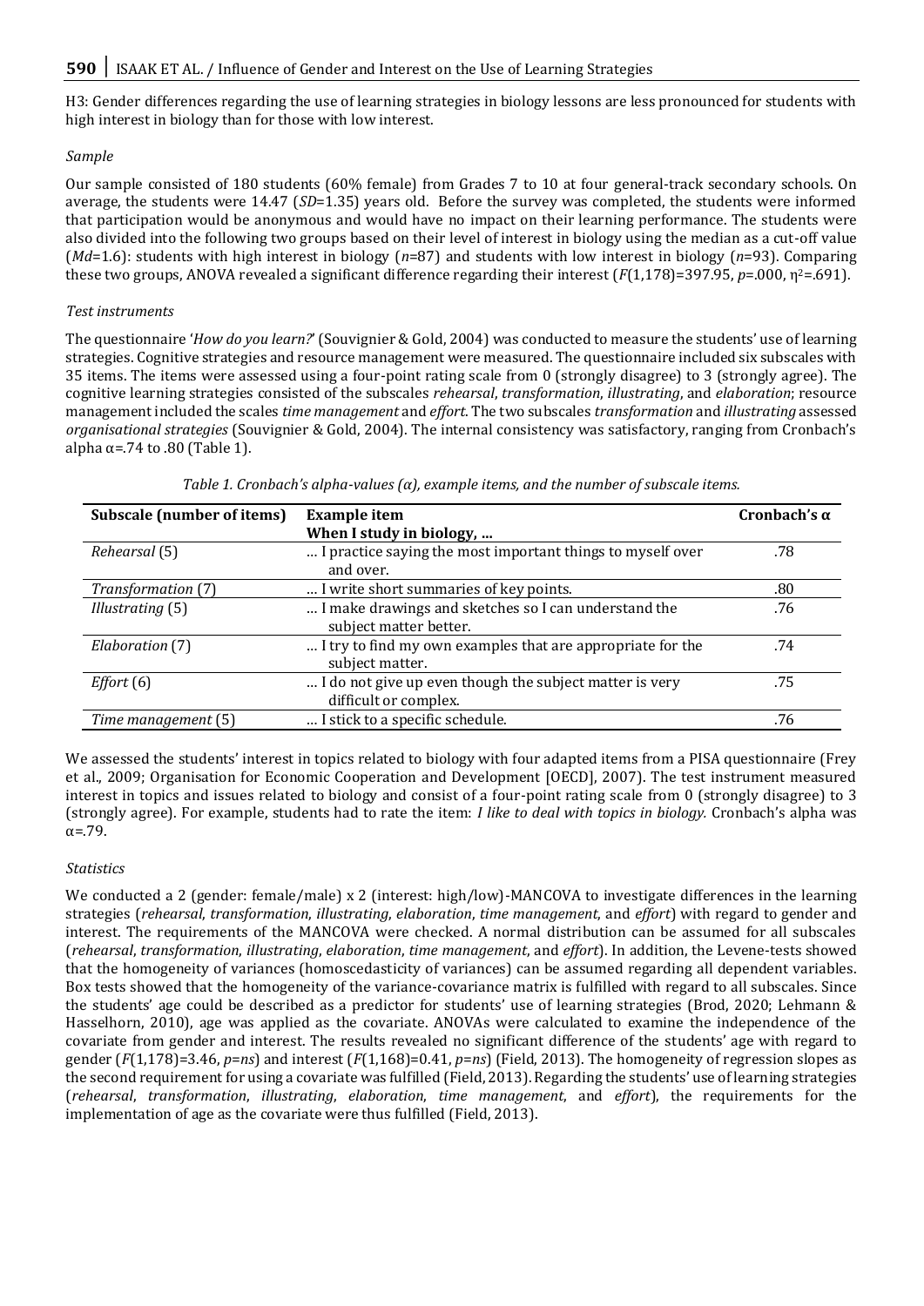H3: Gender differences regarding the use of learning strategies in biology lessons are less pronounced for students with high interest in biology than for those with low interest.

*Sample*

Our sample consisted of 180 students (60% female) from Grades 7 to 10 at four general-track secondary schools. On average, the students were 14.47 (*SD*=1.35) years old. Before the survey was completed, the students were informed that participation would be anonymous and would have no impact on their learning performance. The students were also divided into the following two groups based on their level of interest in biology using the median as a cut-off value (*Md*=1.6): students with high interest in biology (*n*=87) and students with low interest in biology (*n*=93). Comparing these two groups, ANOVA revealed a significant difference regarding their interest ($F(1,178)=397.95$, $p=.000$, $\eta^2=.691$).

*Test instruments*

The questionnaire '*How do you learn?*' (Souvignier & Gold, 2004) was conducted to measure the students' use of learning strategies. Cognitive strategies and resource management were measured. The questionnaire included six subscales with 35 items. The items were assessed using a four-point rating scale from 0 (strongly disagree) to 3 (strongly agree). The cognitive learning strategies consisted of the subscales *rehearsal*, *transformation*, *illustrating*, and *elaboration*; resource management included the scales *time management* and *effort*. The two subscales *transformation* and *illustrating* assessed *organisational strategies* (Souvignier & Gold, 2004). The internal consistency was satisfactory, ranging from Cronbach's alpha $\alpha=.74$ to .80 (Table 1).

*Table 1. Cronbach's alpha-values (α), example items, and the number of subscale items.*

| **Subscale (number of items)** | **Example item** **When I study in biology, ...** | **Cronbach's α** |
|---|---|---|
| *Rehearsal* (5) | ... I practice saying the most important things to myself over and over. | .78 |
| *Transformation* (7) | ... I write short summaries of key points. | .80 |
| *Illustrating* (5) | ... I make drawings and sketches so I can understand the subject matter better. | .76 |
| *Elaboration* (7) | ... I try to find my own examples that are appropriate for the subject matter. | .74 |
| *Effort* (6) | ... I do not give up even though the subject matter is very difficult or complex. | .75 |
| *Time management* (5) | ... I stick to a specific schedule. | .76 |

We assessed the students' interest in topics related to biology with four adapted items from a PISA questionnaire (Frey et al., 2009; Organisation for Economic Cooperation and Development [OECD], 2007). The test instrument measured interest in topics and issues related to biology and consist of a four-point rating scale from 0 (strongly disagree) to 3 (strongly agree). For example, students had to rate the item: *I like to deal with topics in biology.* Cronbach's alpha was $\alpha=.79$.

*Statistics*

We conducted a 2 (gender: female/male) x 2 (interest: high/low)-MANCOVA to investigate differences in the learning strategies (*rehearsal*, *transformation*, *illustrating*, *elaboration*, *time management*, and *effort*) with regard to gender and interest. The requirements of the MANCOVA were checked. A normal distribution can be assumed for all subscales (*rehearsal*, *transformation*, *illustrating*, *elaboration*, *time management*, and *effort*). In addition, the Levene-tests showed that the homogeneity of variances (homoscedasticity of variances) can be assumed regarding all dependent variables. Box tests showed that the homogeneity of the variance-covariance matrix is fulfilled with regard to all subscales. Since the students' age could be described as a predictor for students' use of learning strategies (Brod, 2020; Lehmann & Hasselhorn, 2010), age was applied as the covariate. ANOVAs were calculated to examine the independence of the covariate from gender and interest. The results revealed no significant difference of the students' age with regard to gender ($F(1,178)=3.46$, $p=ns$) and interest ($F(1,168)=0.41$, $p=ns$) (Field, 2013). The homogeneity of regression slopes as the second requirement for using a covariate was fulfilled (Field, 2013). Regarding the students' use of learning strategies (*rehearsal*, *transformation*, *illustrating*, *elaboration*, *time management*, and *effort*), the requirements for the implementation of age as the covariate were thus fulfilled (Field, 2013).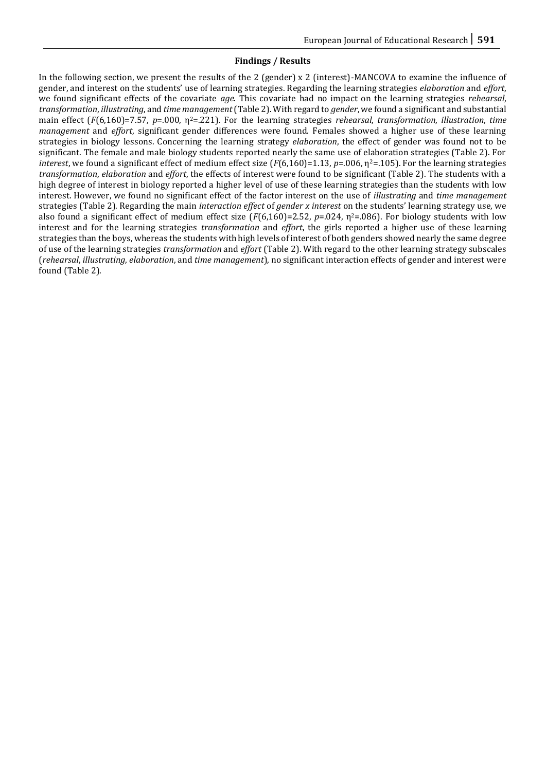### Findings / Results

In the following section, we present the results of the 2 (gender) x 2 (interest)-MANCOVA to examine the influence of gender, and interest on the students' use of learning strategies. Regarding the learning strategies *elaboration* and *effort*, we found significant effects of the covariate *age*. This covariate had no impact on the learning strategies *rehearsal*, *transformation*, *illustrating*, and *time management* (Table 2). With regard to *gender*, we found a significant and substantial main effect ($F(6,160)=7.57$, $p=.000$, $\eta^2=.221$). For the learning strategies *rehearsal*, *transformation*, *illustration*, *time management* and *effort*, significant gender differences were found. Females showed a higher use of these learning strategies in biology lessons. Concerning the learning strategy *elaboration*, the effect of gender was found not to be significant. The female and male biology students reported nearly the same use of elaboration strategies (Table 2). For *interest*, we found a significant effect of medium effect size ($F(6,160)=1.13$, $p=.006$, $\eta^2=.105$). For the learning strategies *transformation*, *elaboration* and *effort*, the effects of interest were found to be significant (Table 2). The students with a high degree of interest in biology reported a higher level of use of these learning strategies than the students with low interest. However, we found no significant effect of the factor interest on the use of *illustrating* and *time management* strategies (Table 2). Regarding the main *interaction effect* of *gender x interest* on the students' learning strategy use, we also found a significant effect of medium effect size ($F(6,160)=2.52$, $p=.024$, $\eta^2=.086$). For biology students with low interest and for the learning strategies *transformation* and *effort*, the girls reported a higher use of these learning strategies than the boys, whereas the students with high levels of interest of both genders showed nearly the same degree of use of the learning strategies *transformation* and *effort* (Table 2). With regard to the other learning strategy subscales (*rehearsal*, *illustrating*, *elaboration*, and *time management*), no significant interaction effects of gender and interest were found (Table 2).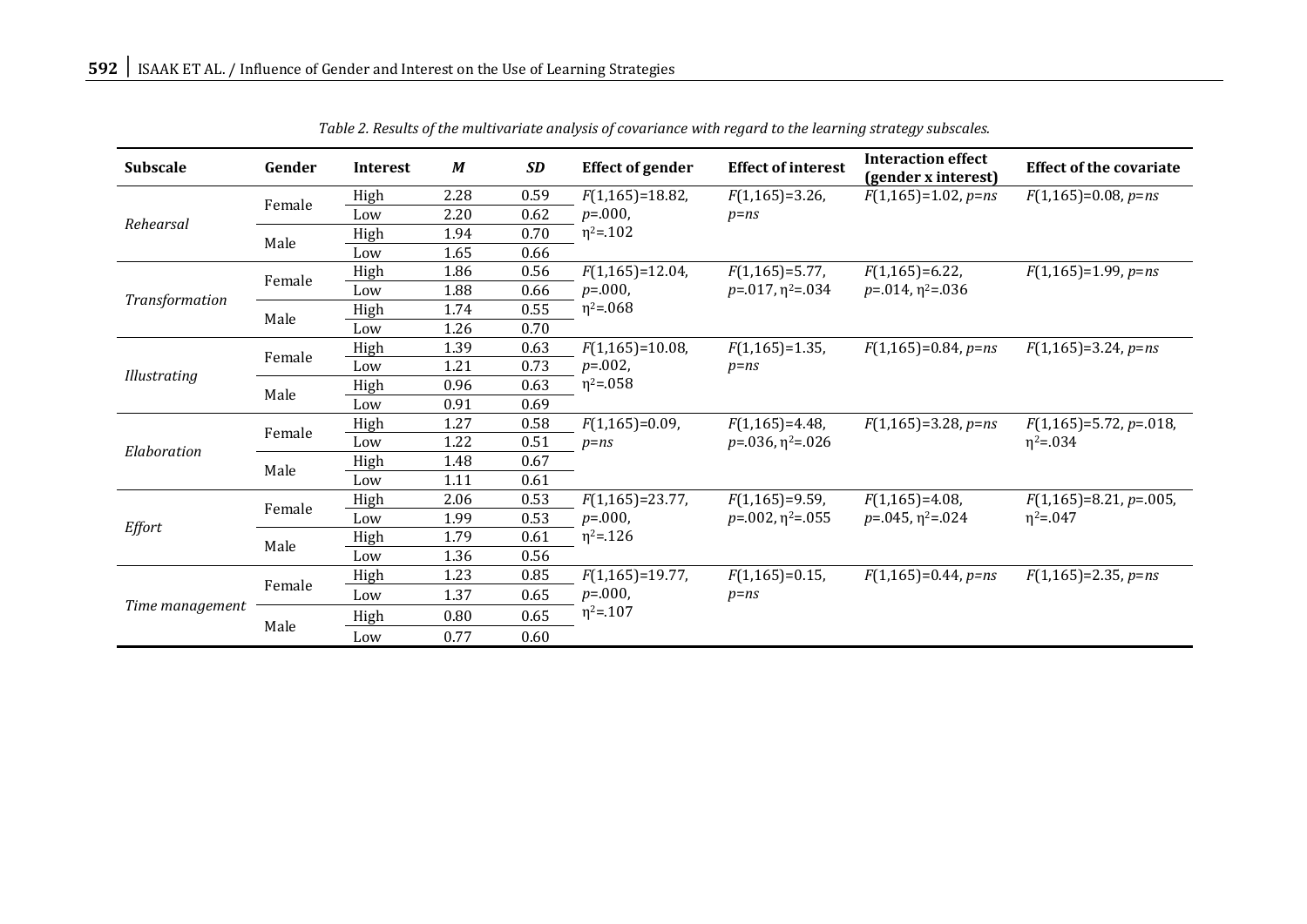*Table 2. Results of the multivariate analysis of covariance with regard to the learning strategy subscales.*

| Subscale | Gender | Interest | *M* | *SD* | Effect of gender | Effect of interest | Interaction effect (gender x interest) | Effect of the covariate |
|---|---|---|---|---|---|---|---|---|
| *Rehearsal* | Female | High | 2.28 | 0.59 | $F(1,165)=18.82$, $p=.000$, $\eta^2=.102$ | $F(1,165)=3.26$, $p=ns$ | $F(1,165)=1.02$, $p=ns$ | $F(1,165)=0.08$, $p=ns$ |
| | | Low | 2.20 | 0.62 | | | | |
| | Male | High | 1.94 | 0.70 | | | | |
| | | Low | 1.65 | 0.66 | | | | |
| *Transformation* | Female | High | 1.86 | 0.56 | $F(1,165)=12.04$, $p=.000$, $\eta^2=.068$ | $F(1,165)=5.77$, $p=.017$, $\eta^2=.034$ | $F(1,165)=6.22$, $p=.014$, $\eta^2=.036$ | $F(1,165)=1.99$, $p=ns$ |
| | | Low | 1.88 | 0.66 | | | | |
| | Male | High | 1.74 | 0.55 | | | | |
| | | Low | 1.26 | 0.70 | | | | |
| *Illustrating* | Female | High | 1.39 | 0.63 | $F(1,165)=10.08$, $p=.002$, $\eta^2=.058$ | $F(1,165)=1.35$, $p=ns$ | $F(1,165)=0.84$, $p=ns$ | $F(1,165)=3.24$, $p=ns$ |
| | | Low | 1.21 | 0.73 | | | | |
| | Male | High | 0.96 | 0.63 | | | | |
| | | Low | 0.91 | 0.69 | | | | |
| *Elaboration* | Female | High | 1.27 | 0.58 | $F(1,165)=0.09$, $p=ns$ | $F(1,165)=4.48$, $p=.036$, $\eta^2=.026$ | $F(1,165)=3.28$, $p=ns$ | $F(1,165)=5.72$, $p=.018$, $\eta^2=.034$ |
| | | Low | 1.22 | 0.51 | | | | |
| | Male | High | 1.48 | 0.67 | | | | |
| | | Low | 1.11 | 0.61 | | | | |
| *Effort* | Female | High | 2.06 | 0.53 | $F(1,165)=23.77$, $p=.000$, $\eta^2=.126$ | $F(1,165)=9.59$, $p=.002$, $\eta^2=.055$ | $F(1,165)=4.08$, $p=.045$, $\eta^2=.024$ | $F(1,165)=8.21$, $p=.005$, $\eta^2=.047$ |
| | | Low | 1.99 | 0.53 | | | | |
| | Male | High | 1.79 | 0.61 | | | | |
| | | Low | 1.36 | 0.56 | | | | |
| *Time management* | Female | High | 1.23 | 0.85 | $F(1,165)=19.77$, $p=.000$, $\eta^2=.107$ | $F(1,165)=0.15$, $p=ns$ | $F(1,165)=0.44$, $p=ns$ | $F(1,165)=2.35$, $p=ns$ |
| | | Low | 1.37 | 0.65 | | | | |
| | Male | High | 0.80 | 0.65 | | | | |
| | | Low | 0.77 | 0.60 | | | | |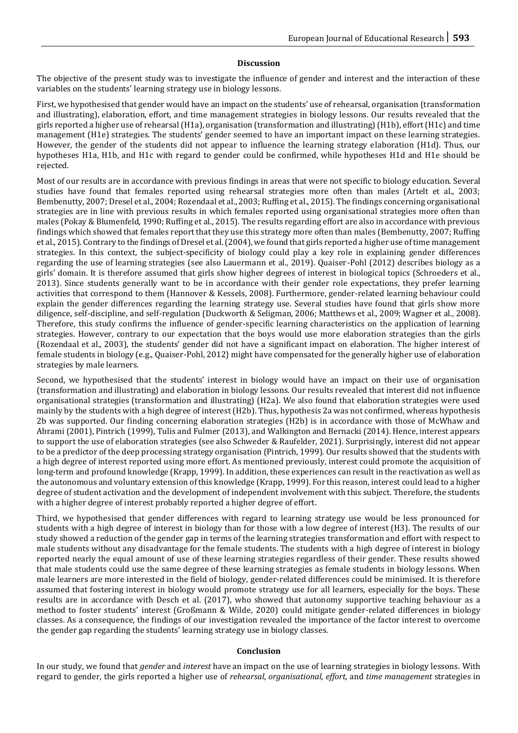## Discussion

The objective of the present study was to investigate the influence of gender and interest and the interaction of these variables on the students' learning strategy use in biology lessons.

First, we hypothesised that gender would have an impact on the students' use of rehearsal, organisation (transformation and illustrating), elaboration, effort, and time management strategies in biology lessons. Our results revealed that the girls reported a higher use of rehearsal (H1a), organisation (transformation and illustrating) (H1b), effort (H1c) and time management (H1e) strategies. The students' gender seemed to have an important impact on these learning strategies. However, the gender of the students did not appear to influence the learning strategy elaboration (H1d). Thus, our hypotheses H1a, H1b, and H1c with regard to gender could be confirmed, while hypotheses H1d and H1e should be rejected.

Most of our results are in accordance with previous findings in areas that were not specific to biology education. Several studies have found that females reported using rehearsal strategies more often than males (Artelt et al., 2003; Bembenutty, 2007; Dresel et al., 2004; Rozendaal et al., 2003; Ruffing et al., 2015). The findings concerning organisational strategies are in line with previous results in which females reported using organisational strategies more often than males (Pokay & Blumenfeld, 1990; Ruffing et al., 2015). The results regarding effort are also in accordance with previous findings which showed that females report that they use this strategy more often than males (Bembenutty, 2007; Ruffing et al., 2015). Contrary to the findings of Dresel et al. (2004), we found that girls reported a higher use of time management strategies. In this context, the subject-specificity of biology could play a key role in explaining gender differences regarding the use of learning strategies (see also Lauermann et al., 2019). Quaiser-Pohl (2012) describes biology as a girls' domain. It is therefore assumed that girls show higher degrees of interest in biological topics (Schroeders et al., 2013). Since students generally want to be in accordance with their gender role expectations, they prefer learning activities that correspond to them (Hannover & Kessels, 2008). Furthermore, gender-related learning behaviour could explain the gender differences regarding the learning strategy use. Several studies have found that girls show more diligence, self-discipline, and self-regulation (Duckworth & Seligman, 2006; Matthews et al., 2009; Wagner et al., 2008). Therefore, this study confirms the influence of gender-specific learning characteristics on the application of learning strategies. However, contrary to our expectation that the boys would use more elaboration strategies than the girls (Rozendaal et al., 2003), the students' gender did not have a significant impact on elaboration. The higher interest of female students in biology (e.g., Quaiser-Pohl, 2012) might have compensated for the generally higher use of elaboration strategies by male learners.

Second, we hypothesised that the students' interest in biology would have an impact on their use of organisation (transformation and illustrating) and elaboration in biology lessons. Our results revealed that interest did not influence organisational strategies (transformation and illustrating) (H2a). We also found that elaboration strategies were used mainly by the students with a high degree of interest (H2b). Thus, hypothesis 2a was not confirmed, whereas hypothesis 2b was supported. Our finding concerning elaboration strategies (H2b) is in accordance with those of McWhaw and Abrami (2001), Pintrich (1999), Tulis and Fulmer (2013), and Walkington and Bernacki (2014). Hence, interest appears to support the use of elaboration strategies (see also Schweder & Raufelder, 2021). Surprisingly, interest did not appear to be a predictor of the deep processing strategy organisation (Pintrich, 1999). Our results showed that the students with a high degree of interest reported using more effort. As mentioned previously, interest could promote the acquisition of long-term and profound knowledge (Krapp, 1999). In addition, these experiences can result in the reactivation as well as the autonomous and voluntary extension of this knowledge (Krapp, 1999). For this reason, interest could lead to a higher degree of student activation and the development of independent involvement with this subject. Therefore, the students with a higher degree of interest probably reported a higher degree of effort.

Third, we hypothesised that gender differences with regard to learning strategy use would be less pronounced for students with a high degree of interest in biology than for those with a low degree of interest (H3). The results of our study showed a reduction of the gender gap in terms of the learning strategies transformation and effort with respect to male students without any disadvantage for the female students. The students with a high degree of interest in biology reported nearly the equal amount of use of these learning strategies regardless of their gender. These results showed that male students could use the same degree of these learning strategies as female students in biology lessons. When male learners are more interested in the field of biology, gender-related differences could be minimised. It is therefore assumed that fostering interest in biology would promote strategy use for all learners, especially for the boys. These results are in accordance with Desch et al. (2017), who showed that autonomy supportive teaching behaviour as a method to foster students' interest (Großmann & Wilde, 2020) could mitigate gender-related differences in biology classes. As a consequence, the findings of our investigation revealed the importance of the factor interest to overcome the gender gap regarding the students' learning strategy use in biology classes.

## Conclusion

In our study, we found that *gender* and *interest* have an impact on the use of learning strategies in biology lessons. With regard to gender, the girls reported a higher use of *rehearsal*, *organisational*, *effort,* and *time management* strategies in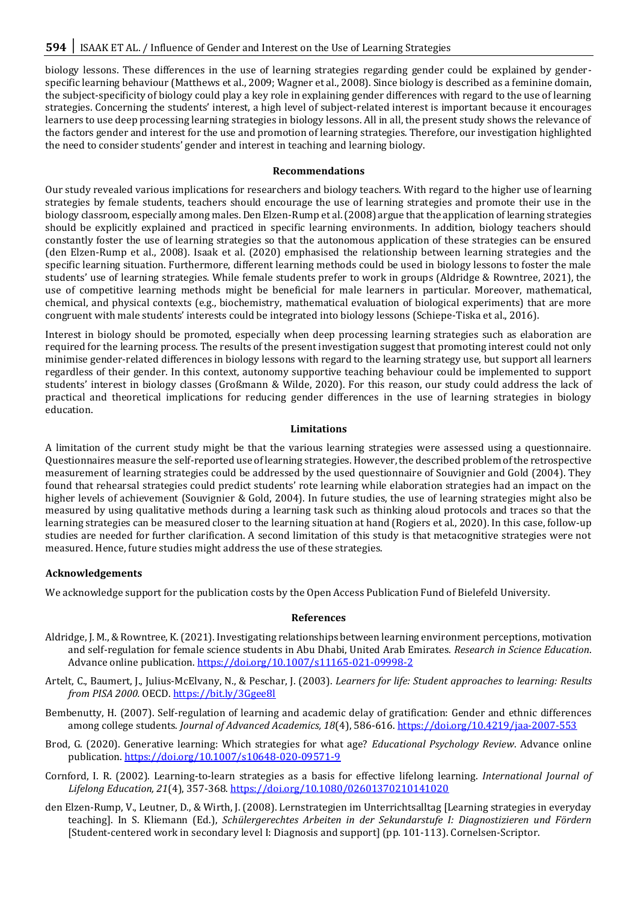biology lessons. These differences in the use of learning strategies regarding gender could be explained by gender-specific learning behaviour (Matthews et al., 2009; Wagner et al., 2008). Since biology is described as a feminine domain, the subject-specificity of biology could play a key role in explaining gender differences with regard to the use of learning strategies. Concerning the students' interest, a high level of subject-related interest is important because it encourages learners to use deep processing learning strategies in biology lessons. All in all, the present study shows the relevance of the factors gender and interest for the use and promotion of learning strategies. Therefore, our investigation highlighted the need to consider students' gender and interest in teaching and learning biology.

## Recommendations

Our study revealed various implications for researchers and biology teachers. With regard to the higher use of learning strategies by female students, teachers should encourage the use of learning strategies and promote their use in the biology classroom, especially among males. Den Elzen-Rump et al. (2008) argue that the application of learning strategies should be explicitly explained and practiced in specific learning environments. In addition, biology teachers should constantly foster the use of learning strategies so that the autonomous application of these strategies can be ensured (den Elzen-Rump et al., 2008). Isaak et al. (2020) emphasised the relationship between learning strategies and the specific learning situation. Furthermore, different learning methods could be used in biology lessons to foster the male students' use of learning strategies. While female students prefer to work in groups (Aldridge & Rowntree, 2021), the use of competitive learning methods might be beneficial for male learners in particular. Moreover, mathematical, chemical, and physical contexts (e.g., biochemistry, mathematical evaluation of biological experiments) that are more congruent with male students' interests could be integrated into biology lessons (Schiepe-Tiska et al., 2016).

Interest in biology should be promoted, especially when deep processing learning strategies such as elaboration are required for the learning process. The results of the present investigation suggest that promoting interest could not only minimise gender-related differences in biology lessons with regard to the learning strategy use, but support all learners regardless of their gender. In this context, autonomy supportive teaching behaviour could be implemented to support students' interest in biology classes (Großmann & Wilde, 2020). For this reason, our study could address the lack of practical and theoretical implications for reducing gender differences in the use of learning strategies in biology education.

## Limitations

A limitation of the current study might be that the various learning strategies were assessed using a questionnaire. Questionnaires measure the self-reported use of learning strategies. However, the described problem of the retrospective measurement of learning strategies could be addressed by the used questionnaire of Souvignier and Gold (2004). They found that rehearsal strategies could predict students' rote learning while elaboration strategies had an impact on the higher levels of achievement (Souvignier & Gold, 2004). In future studies, the use of learning strategies might also be measured by using qualitative methods during a learning task such as thinking aloud protocols and traces so that the learning strategies can be measured closer to the learning situation at hand (Rogiers et al., 2020). In this case, follow-up studies are needed for further clarification. A second limitation of this study is that metacognitive strategies were not measured. Hence, future studies might address the use of these strategies.

### Acknowledgements

We acknowledge support for the publication costs by the Open Access Publication Fund of Bielefeld University.

## References

Aldridge, J. M., & Rowntree, K. (2021). Investigating relationships between learning environment perceptions, motivation and self-regulation for female science students in Abu Dhabi, United Arab Emirates. *Research in Science Education*. Advance online publication. https://doi.org/10.1007/s11165-021-09998-2

Artelt, C., Baumert, J., Julius-McElvany, N., & Peschar, J. (2003). *Learners for life: Student approaches to learning: Results from PISA 2000.* OECD. https://bit.ly/3Ggee8l

Bembenutty, H. (2007). Self-regulation of learning and academic delay of gratification: Gender and ethnic differences among college students. *Journal of Advanced Academics, 18*(4), 586-616. https://doi.org/10.4219/jaa-2007-553

Brod, G. (2020). Generative learning: Which strategies for what age? *Educational Psychology Review*. Advance online publication. https://doi.org/10.1007/s10648-020-09571-9

Cornford, I. R. (2002). Learning-to-learn strategies as a basis for effective lifelong learning. *International Journal of Lifelong Education, 21*(4), 357-368. https://doi.org/10.1080/02601370210141020

den Elzen-Rump, V., Leutner, D., & Wirth, J. (2008). Lernstrategien im Unterrichtsalltag [Learning strategies in everyday teaching]. In S. Kliemann (Ed.), *Schülergerechtes Arbeiten in der Sekundarstufe I: Diagnostizieren und Fördern* [Student-centered work in secondary level I: Diagnosis and support] (pp. 101-113). Cornelsen-Scriptor.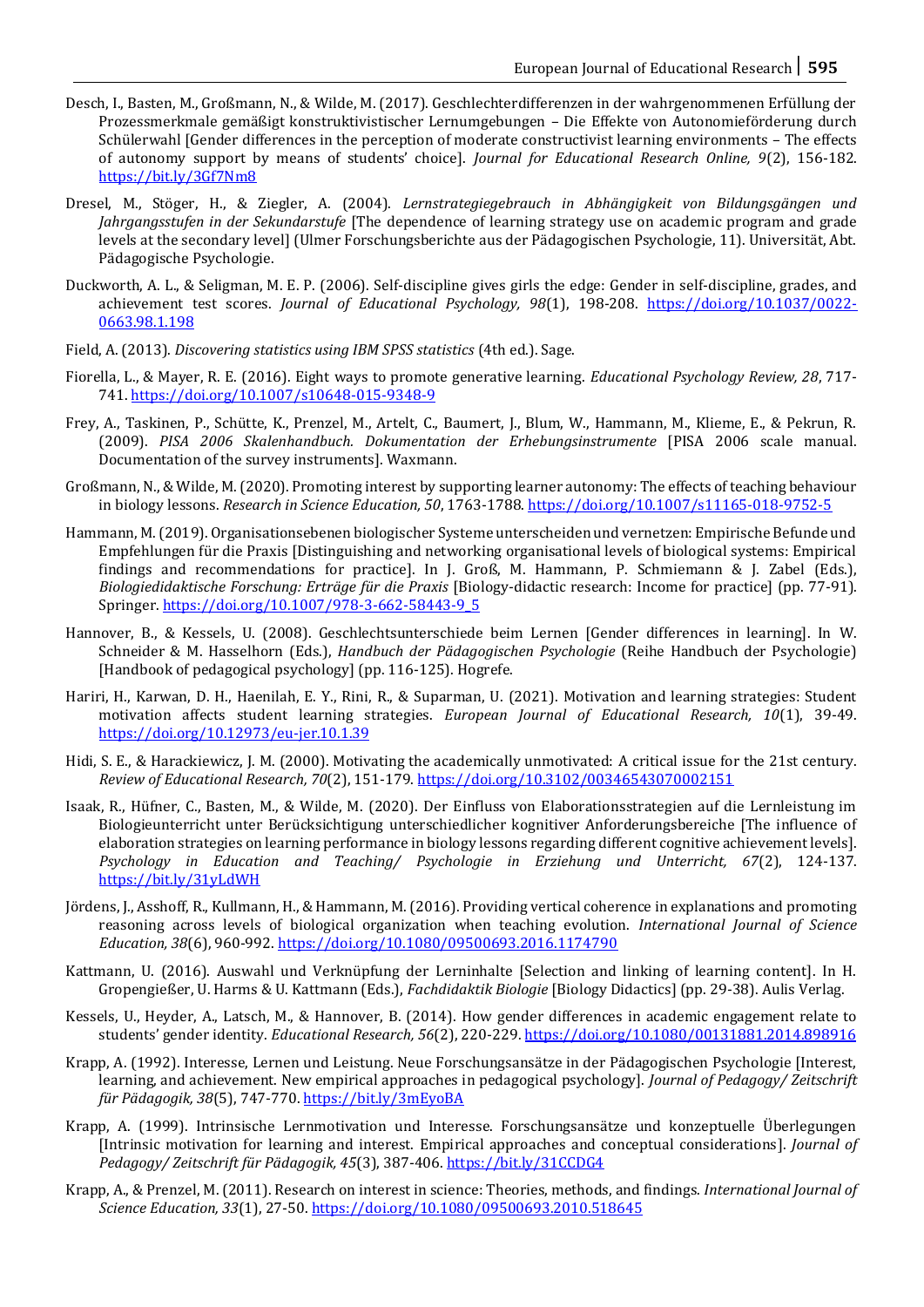Desch, I., Basten, M., Großmann, N., & Wilde, M. (2017). Geschlechterdifferenzen in der wahrgenommenen Erfüllung der Prozessmerkmale gemäßigt konstruktivistischer Lernumgebungen – Die Effekte von Autonomieförderung durch Schülerwahl [Gender differences in the perception of moderate constructivist learning environments – The effects of autonomy support by means of students' choice]. *Journal for Educational Research Online, 9*(2), 156-182. https://bit.ly/3Gf7Nm8

Dresel, M., Stöger, H., & Ziegler, A. (2004). *Lernstrategiegebrauch in Abhängigkeit von Bildungsgängen und Jahrgangsstufen in der Sekundarstufe* [The dependence of learning strategy use on academic program and grade levels at the secondary level] (Ulmer Forschungsberichte aus der Pädagogischen Psychologie, 11). Universität, Abt. Pädagogische Psychologie.

Duckworth, A. L., & Seligman, M. E. P. (2006). Self-discipline gives girls the edge: Gender in self-discipline, grades, and achievement test scores. *Journal of Educational Psychology, 98*(1), 198-208. https://doi.org/10.1037/0022-0663.98.1.198

Field, A. (2013). *Discovering statistics using IBM SPSS statistics* (4th ed.). Sage.

Fiorella, L., & Mayer, R. E. (2016). Eight ways to promote generative learning. *Educational Psychology Review, 28*, 717-741. https://doi.org/10.1007/s10648-015-9348-9

Frey, A., Taskinen, P., Schütte, K., Prenzel, M., Artelt, C., Baumert, J., Blum, W., Hammann, M., Klieme, E., & Pekrun, R. (2009). *PISA 2006 Skalenhandbuch. Dokumentation der Erhebungsinstrumente* [PISA 2006 scale manual. Documentation of the survey instruments]. Waxmann.

Großmann, N., & Wilde, M. (2020). Promoting interest by supporting learner autonomy: The effects of teaching behaviour in biology lessons. *Research in Science Education, 50*, 1763-1788. https://doi.org/10.1007/s11165-018-9752-5

Hammann, M. (2019). Organisationsebenen biologischer Systeme unterscheiden und vernetzen: Empirische Befunde und Empfehlungen für die Praxis [Distinguishing and networking organisational levels of biological systems: Empirical findings and recommendations for practice]. In J. Groß, M. Hammann, P. Schmiemann & J. Zabel (Eds.), *Biologiedidaktische Forschung: Erträge für die Praxis* [Biology-didactic research: Income for practice] (pp. 77-91). Springer. https://doi.org/10.1007/978-3-662-58443-9_5

Hannover, B., & Kessels, U. (2008). Geschlechtsunterschiede beim Lernen [Gender differences in learning]. In W. Schneider & M. Hasselhorn (Eds.), *Handbuch der Pädagogischen Psychologie* (Reihe Handbuch der Psychologie) [Handbook of pedagogical psychology] (pp. 116-125). Hogrefe.

Hariri, H., Karwan, D. H., Haenilah, E. Y., Rini, R., & Suparman, U. (2021). Motivation and learning strategies: Student motivation affects student learning strategies. *European Journal of Educational Research, 10*(1), 39-49. https://doi.org/10.12973/eu-jer.10.1.39

Hidi, S. E., & Harackiewicz, J. M. (2000). Motivating the academically unmotivated: A critical issue for the 21st century. *Review of Educational Research, 70*(2), 151-179. https://doi.org/10.3102/00346543070002151

Isaak, R., Hüfner, C., Basten, M., & Wilde, M. (2020). Der Einfluss von Elaborationsstrategien auf die Lernleistung im Biologieunterricht unter Berücksichtigung unterschiedlicher kognitiver Anforderungsbereiche [The influence of elaboration strategies on learning performance in biology lessons regarding different cognitive achievement levels]. *Psychology in Education and Teaching/ Psychologie in Erziehung und Unterricht, 67*(2), 124-137. https://bit.ly/31yLdWH

Jördens, J., Asshoff, R., Kullmann, H., & Hammann, M. (2016). Providing vertical coherence in explanations and promoting reasoning across levels of biological organization when teaching evolution. *International Journal of Science Education, 38*(6), 960-992. https://doi.org/10.1080/09500693.2016.1174790

Kattmann, U. (2016). Auswahl und Verknüpfung der Lerninhalte [Selection and linking of learning content]. In H. Gropengießer, U. Harms & U. Kattmann (Eds.), *Fachdidaktik Biologie* [Biology Didactics] (pp. 29-38). Aulis Verlag.

Kessels, U., Heyder, A., Latsch, M., & Hannover, B. (2014). How gender differences in academic engagement relate to students' gender identity. *Educational Research, 56*(2), 220-229. https://doi.org/10.1080/00131881.2014.898916

Krapp, A. (1992). Interesse, Lernen und Leistung. Neue Forschungsansätze in der Pädagogischen Psychologie [Interest, learning, and achievement. New empirical approaches in pedagogical psychology]. *Journal of Pedagogy/ Zeitschrift für Pädagogik, 38*(5), 747-770. https://bit.ly/3mEyoBA

Krapp, A. (1999). Intrinsische Lernmotivation und Interesse. Forschungsansätze und konzeptuelle Überlegungen [Intrinsic motivation for learning and interest. Empirical approaches and conceptual considerations]. *Journal of Pedagogy/ Zeitschrift für Pädagogik, 45*(3), 387-406. https://bit.ly/31CCDG4

Krapp, A., & Prenzel, M. (2011). Research on interest in science: Theories, methods, and findings. *International Journal of Science Education, 33*(1), 27-50. https://doi.org/10.1080/09500693.2010.518645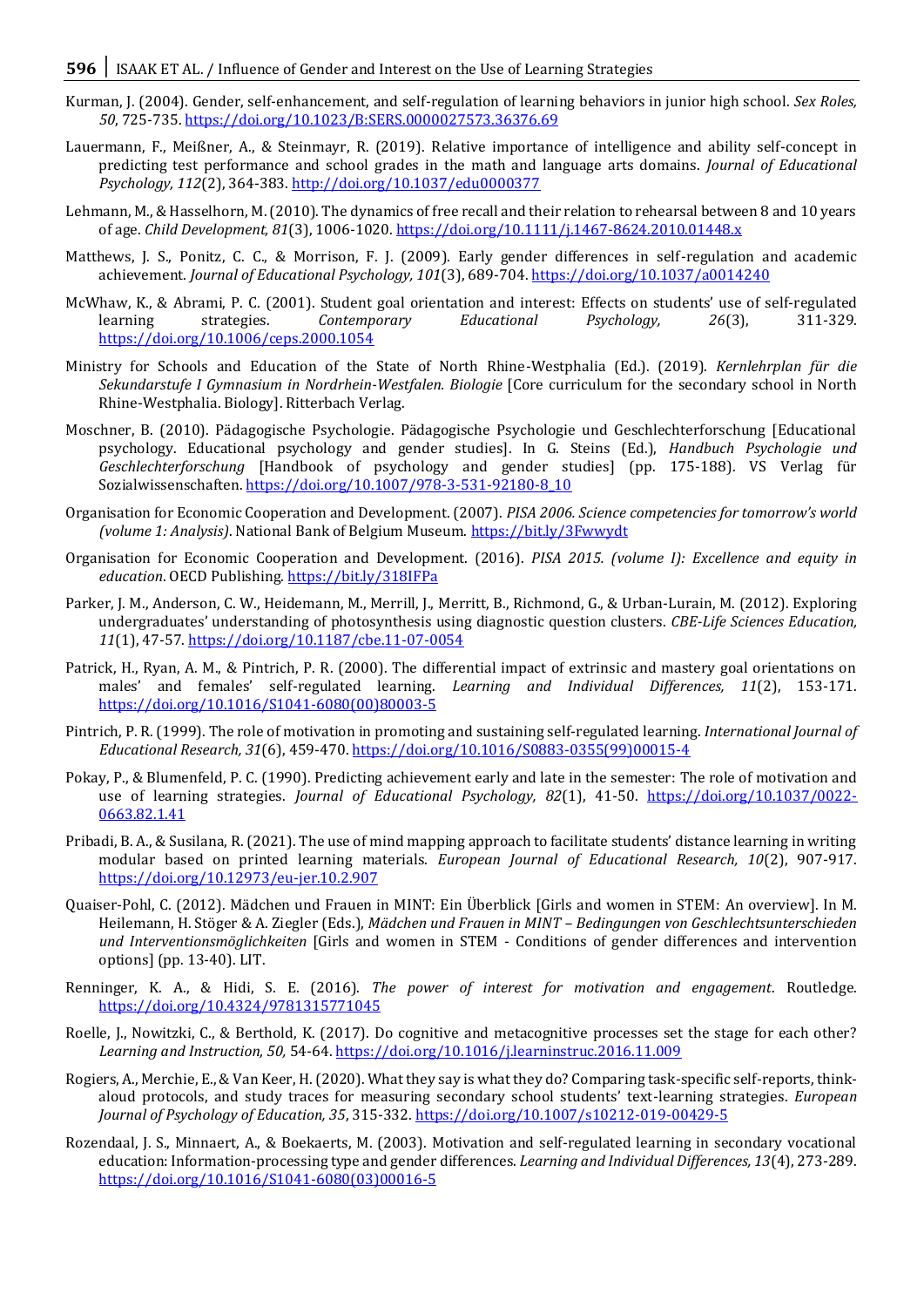Kurman, J. (2004). Gender, self-enhancement, and self-regulation of learning behaviors in junior high school. *Sex Roles, 50*, 725-735. https://doi.org/10.1023/B:SERS.0000027573.36376.69

Lauermann, F., Meißner, A., & Steinmayr, R. (2019). Relative importance of intelligence and ability self-concept in predicting test performance and school grades in the math and language arts domains. *Journal of Educational Psychology, 112*(2), 364-383. http://doi.org/10.1037/edu0000377

Lehmann, M., & Hasselhorn, M. (2010). The dynamics of free recall and their relation to rehearsal between 8 and 10 years of age. *Child Development, 81*(3), 1006-1020. https://doi.org/10.1111/j.1467-8624.2010.01448.x

Matthews, J. S., Ponitz, C. C., & Morrison, F. J. (2009). Early gender differences in self-regulation and academic achievement. *Journal of Educational Psychology, 101*(3), 689-704. https://doi.org/10.1037/a0014240

McWhaw, K., & Abrami, P. C. (2001). Student goal orientation and interest: Effects on students' use of self-regulated learning strategies. *Contemporary Educational Psychology, 26*(3), 311-329. https://doi.org/10.1006/ceps.2000.1054

Ministry for Schools and Education of the State of North Rhine-Westphalia (Ed.). (2019). *Kernlehrplan für die Sekundarstufe I Gymnasium in Nordrhein-Westfalen. Biologie* [Core curriculum for the secondary school in North Rhine-Westphalia. Biology]. Ritterbach Verlag.

Moschner, B. (2010). Pädagogische Psychologie. Pädagogische Psychologie und Geschlechterforschung [Educational psychology. Educational psychology and gender studies]. In G. Steins (Ed.), *Handbuch Psychologie und Geschlechterforschung* [Handbook of psychology and gender studies] (pp. 175-188). VS Verlag für Sozialwissenschaften. https://doi.org/10.1007/978-3-531-92180-8_10

Organisation for Economic Cooperation and Development. (2007). *PISA 2006. Science competencies for tomorrow's world (volume 1: Analysis)*. National Bank of Belgium Museum. https://bit.ly/3Fwwydt

Organisation for Economic Cooperation and Development. (2016). *PISA 2015. (volume I): Excellence and equity in education*. OECD Publishing. https://bit.ly/318IFPa

Parker, J. M., Anderson, C. W., Heidemann, M., Merrill, J., Merritt, B., Richmond, G., & Urban-Lurain, M. (2012). Exploring undergraduates' understanding of photosynthesis using diagnostic question clusters. *CBE-Life Sciences Education, 11*(1), 47-57. https://doi.org/10.1187/cbe.11-07-0054

Patrick, H., Ryan, A. M., & Pintrich, P. R. (2000). The differential impact of extrinsic and mastery goal orientations on males' and females' self-regulated learning. *Learning and Individual Differences, 11*(2), 153-171. https://doi.org/10.1016/S1041-6080(00)80003-5

Pintrich, P. R. (1999). The role of motivation in promoting and sustaining self-regulated learning. *International Journal of Educational Research, 31*(6), 459-470. https://doi.org/10.1016/S0883-0355(99)00015-4

Pokay, P., & Blumenfeld, P. C. (1990). Predicting achievement early and late in the semester: The role of motivation and use of learning strategies. *Journal of Educational Psychology, 82*(1), 41-50. https://doi.org/10.1037/0022-0663.82.1.41

Pribadi, B. A., & Susilana, R. (2021). The use of mind mapping approach to facilitate students' distance learning in writing modular based on printed learning materials. *European Journal of Educational Research, 10*(2), 907-917. https://doi.org/10.12973/eu-jer.10.2.907

Quaiser-Pohl, C. (2012). Mädchen und Frauen in MINT: Ein Überblick [Girls and women in STEM: An overview]. In M. Heilemann, H. Stöger & A. Ziegler (Eds.), *Mädchen und Frauen in MINT – Bedingungen von Geschlechtsunterschieden und Interventionsmöglichkeiten* [Girls and women in STEM - Conditions of gender differences and intervention options] (pp. 13-40). LIT.

Renninger, K. A., & Hidi, S. E. (2016). *The power of interest for motivation and engagement*. Routledge. https://doi.org/10.4324/9781315771045

Roelle, J., Nowitzki, C., & Berthold, K. (2017). Do cognitive and metacognitive processes set the stage for each other? *Learning and Instruction, 50*, 54-64. https://doi.org/10.1016/j.learninstruc.2016.11.009

Rogiers, A., Merchie, E., & Van Keer, H. (2020). What they say is what they do? Comparing task-specific self-reports, think-aloud protocols, and study traces for measuring secondary school students' text-learning strategies. *European Journal of Psychology of Education, 35*, 315-332. https://doi.org/10.1007/s10212-019-00429-5

Rozendaal, J. S., Minnaert, A., & Boekaerts, M. (2003). Motivation and self-regulated learning in secondary vocational education: Information-processing type and gender differences. *Learning and Individual Differences, 13*(4), 273-289. https://doi.org/10.1016/S1041-6080(03)00016-5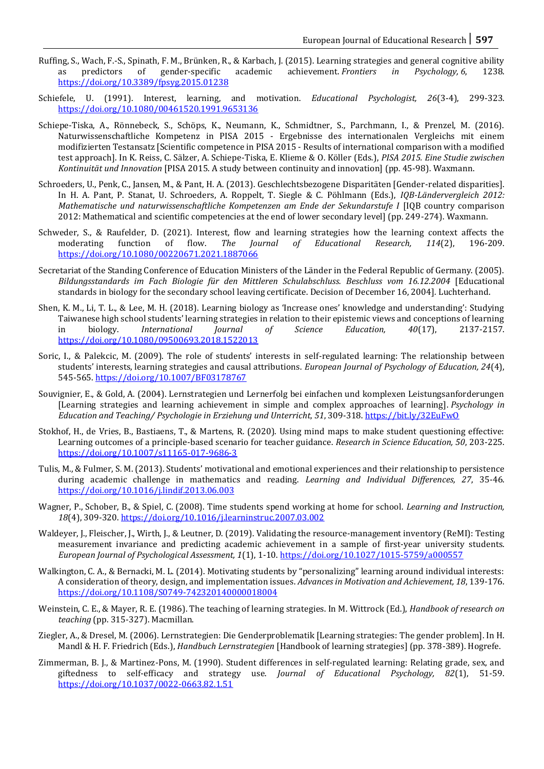Ruffing, S., Wach, F.-S., Spinath, F. M., Brünken, R., & Karbach, J. (2015). Learning strategies and general cognitive ability as predictors of gender-specific academic achievement. *Frontiers in Psychology, 6*, 1238. https://doi.org/10.3389/fpsyg.2015.01238

Schiefele, U. (1991). Interest, learning, and motivation. *Educational Psychologist, 26*(3-4), 299-323. https://doi.org/10.1080/00461520.1991.9653136

Schiepe-Tiska, A., Rönnebeck, S., Schöps, K., Neumann, K., Schmidtner, S., Parchmann, I., & Prenzel, M. (2016). Naturwissenschaftliche Kompetenz in PISA 2015 - Ergebnisse des internationalen Vergleichs mit einem modifizierten Testansatz [Scientific competence in PISA 2015 - Results of international comparison with a modified test approach]. In K. Reiss, C. Sälzer, A. Schiepe-Tiska, E. Klieme & O. Köller (Eds.), *PISA 2015. Eine Studie zwischen Kontinuität und Innovation* [PISA 2015. A study between continuity and innovation] (pp. 45-98). Waxmann.

Schroeders, U., Penk, C., Jansen, M., & Pant, H. A. (2013). Geschlechtsbezogene Disparitäten [Gender-related disparities]. In H. A. Pant, P. Stanat, U. Schroeders, A. Roppelt, T. Siegle & C. Pöhlmann (Eds.), *IQB-Ländervergleich 2012: Mathematische und naturwissenschaftliche Kompetenzen am Ende der Sekundarstufe I* [IQB country comparison 2012: Mathematical and scientific competencies at the end of lower secondary level] (pp. 249-274). Waxmann.

Schweder, S., & Raufelder, D. (2021). Interest, flow and learning strategies how the learning context affects the moderating function of flow. *The Journal of Educational Research, 114*(2), 196-209. https://doi.org/10.1080/00220671.2021.1887066

Secretariat of the Standing Conference of Education Ministers of the Länder in the Federal Republic of Germany. (2005). *Bildungsstandards im Fach Biologie für den Mittleren Schulabschluss. Beschluss vom 16.12.2004* [Educational standards in biology for the secondary school leaving certificate. Decision of December 16, 2004]. Luchterhand.

Shen, K. M., Li, T. L., & Lee, M. H. (2018). Learning biology as 'Increase ones' knowledge and understanding': Studying Taiwanese high school students' learning strategies in relation to their epistemic views and conceptions of learning in biology. *International Journal of Science Education, 40*(17), 2137-2157. https://doi.org/10.1080/09500693.2018.1522013

Soric, I., & Palekcic, M. (2009). The role of students' interests in self-regulated learning: The relationship between students' interests, learning strategies and causal attributions. *European Journal of Psychology of Education, 24*(4), 545-565. https://doi.org/10.1007/BF03178767

Souvignier, E., & Gold, A. (2004). Lernstrategien und Lernerfolg bei einfachen und komplexen Leistungsanforderungen [Learning strategies and learning achievement in simple and complex approaches of learning]. *Psychology in Education and Teaching/ Psychologie in Erziehung und Unterricht*, *51*, 309-318. https://bit.ly/32EuFwO

Stokhof, H., de Vries, B., Bastiaens, T., & Martens, R. (2020). Using mind maps to make student questioning effective: Learning outcomes of a principle-based scenario for teacher guidance. *Research in Science Education, 50*, 203-225. https://doi.org/10.1007/s11165-017-9686-3

Tulis, M., & Fulmer, S. M. (2013). Students' motivational and emotional experiences and their relationship to persistence during academic challenge in mathematics and reading. *Learning and Individual Differences, 27*, 35-46. https://doi.org/10.1016/j.lindif.2013.06.003

Wagner, P., Schober, B., & Spiel, C. (2008). Time students spend working at home for school. *Learning and Instruction, 18*(4), 309-320. https://doi.org/10.1016/j.learninstruc.2007.03.002

Waldeyer, J., Fleischer, J., Wirth, J., & Leutner, D. (2019). Validating the resource-management inventory (ReMI): Testing measurement invariance and predicting academic achievement in a sample of first-year university students. *European Journal of Psychological Assessment, 1*(1), 1-10. https://doi.org/10.1027/1015-5759/a000557

Walkington, C. A., & Bernacki, M. L. (2014). Motivating students by "personalizing" learning around individual interests: A consideration of theory, design, and implementation issues. *Advances in Motivation and Achievement, 18*, 139-176. https://doi.org/10.1108/S0749-742320140000018004

Weinstein, C. E., & Mayer, R. E. (1986). The teaching of learning strategies. In M. Wittrock (Ed.), *Handbook of research on teaching* (pp. 315-327). Macmillan.

Ziegler, A., & Dresel, M. (2006). Lernstrategien: Die Genderproblematik [Learning strategies: The gender problem]. In H. Mandl & H. F. Friedrich (Eds.), *Handbuch Lernstrategien* [Handbook of learning strategies] (pp. 378-389). Hogrefe.

Zimmerman, B. J., & Martinez-Pons, M. (1990). Student differences in self-regulated learning: Relating grade, sex, and giftedness to self-efficacy and strategy use. *Journal of Educational Psychology, 82*(1), 51-59. https://doi.org/10.1037/0022-0663.82.1.51